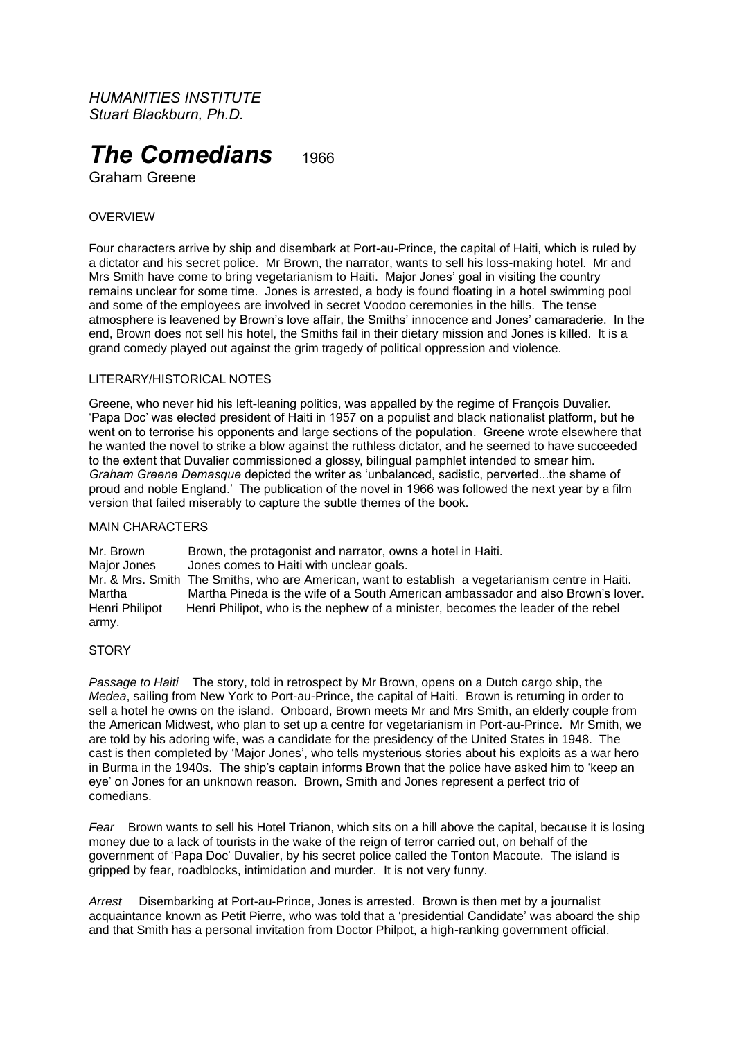*HUMANITIES INSTITUTE*
*Stuart Blackburn, Ph.D.*

# *The Comedians* 1966

Graham Greene

## OVERVIEW

Four characters arrive by ship and disembark at Port-au-Prince, the capital of Haiti, which is ruled by a dictator and his secret police. Mr Brown, the narrator, wants to sell his loss-making hotel. Mr and Mrs Smith have come to bring vegetarianism to Haiti. Major Jones' goal in visiting the country remains unclear for some time. Jones is arrested, a body is found floating in a hotel swimming pool and some of the employees are involved in secret Voodoo ceremonies in the hills. The tense atmosphere is leavened by Brown's love affair, the Smiths' innocence and Jones' camaraderie. In the end, Brown does not sell his hotel, the Smiths fail in their dietary mission and Jones is killed. It is a grand comedy played out against the grim tragedy of political oppression and violence.

## LITERARY/HISTORICAL NOTES

Greene, who never hid his left-leaning politics, was appalled by the regime of François Duvalier. 'Papa Doc' was elected president of Haiti in 1957 on a populist and black nationalist platform, but he went on to terrorise his opponents and large sections of the population. Greene wrote elsewhere that he wanted the novel to strike a blow against the ruthless dictator, and he seemed to have succeeded to the extent that Duvalier commissioned a glossy, bilingual pamphlet intended to smear him. *Graham Greene Demasque* depicted the writer as 'unbalanced, sadistic, perverted...the shame of proud and noble England.' The publication of the novel in 1966 was followed the next year by a film version that failed miserably to capture the subtle themes of the book.

## MAIN CHARACTERS

| | |
|---|---|
| Mr. Brown | Brown, the protagonist and narrator, owns a hotel in Haiti. |
| Major Jones | Jones comes to Haiti with unclear goals. |
| Mr. & Mrs. Smith | The Smiths, who are American, want to establish a vegetarianism centre in Haiti. |
| Martha | Martha Pineda is the wife of a South American ambassador and also Brown's lover. |
| Henri Philipot | Henri Philipot, who is the nephew of a minister, becomes the leader of the rebel army. |

## STORY

*Passage to Haiti* The story, told in retrospect by Mr Brown, opens on a Dutch cargo ship, the *Medea*, sailing from New York to Port-au-Prince, the capital of Haiti. Brown is returning in order to sell a hotel he owns on the island. Onboard, Brown meets Mr and Mrs Smith, an elderly couple from the American Midwest, who plan to set up a centre for vegetarianism in Port-au-Prince. Mr Smith, we are told by his adoring wife, was a candidate for the presidency of the United States in 1948. The cast is then completed by 'Major Jones', who tells mysterious stories about his exploits as a war hero in Burma in the 1940s. The ship's captain informs Brown that the police have asked him to 'keep an eye' on Jones for an unknown reason. Brown, Smith and Jones represent a perfect trio of comedians.

*Fear* Brown wants to sell his Hotel Trianon, which sits on a hill above the capital, because it is losing money due to a lack of tourists in the wake of the reign of terror carried out, on behalf of the government of 'Papa Doc' Duvalier, by his secret police called the Tonton Macoute. The island is gripped by fear, roadblocks, intimidation and murder. It is not very funny.

*Arrest* Disembarking at Port-au-Prince, Jones is arrested. Brown is then met by a journalist acquaintance known as Petit Pierre, who was told that a 'presidential Candidate' was aboard the ship and that Smith has a personal invitation from Doctor Philpot, a high-ranking government official.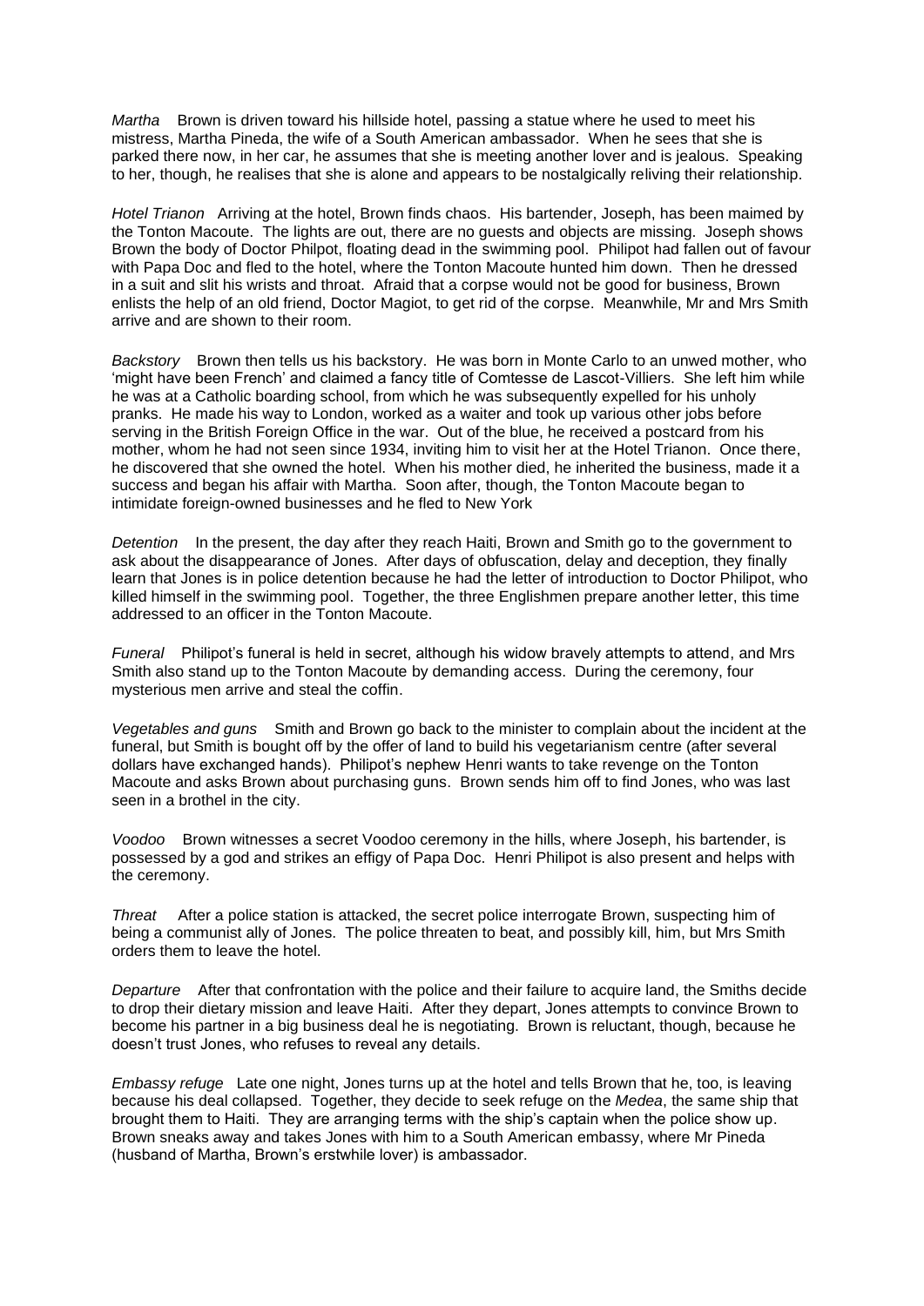*Martha* Brown is driven toward his hillside hotel, passing a statue where he used to meet his mistress, Martha Pineda, the wife of a South American ambassador. When he sees that she is parked there now, in her car, he assumes that she is meeting another lover and is jealous. Speaking to her, though, he realises that she is alone and appears to be nostalgically reliving their relationship.

*Hotel Trianon* Arriving at the hotel, Brown finds chaos. His bartender, Joseph, has been maimed by the Tonton Macoute. The lights are out, there are no guests and objects are missing. Joseph shows Brown the body of Doctor Philpot, floating dead in the swimming pool. Philipot had fallen out of favour with Papa Doc and fled to the hotel, where the Tonton Macoute hunted him down. Then he dressed in a suit and slit his wrists and throat. Afraid that a corpse would not be good for business, Brown enlists the help of an old friend, Doctor Magiot, to get rid of the corpse. Meanwhile, Mr and Mrs Smith arrive and are shown to their room.

*Backstory* Brown then tells us his backstory. He was born in Monte Carlo to an unwed mother, who 'might have been French' and claimed a fancy title of Comtesse de Lascot-Villiers. She left him while he was at a Catholic boarding school, from which he was subsequently expelled for his unholy pranks. He made his way to London, worked as a waiter and took up various other jobs before serving in the British Foreign Office in the war. Out of the blue, he received a postcard from his mother, whom he had not seen since 1934, inviting him to visit her at the Hotel Trianon. Once there, he discovered that she owned the hotel. When his mother died, he inherited the business, made it a success and began his affair with Martha. Soon after, though, the Tonton Macoute began to intimidate foreign-owned businesses and he fled to New York

*Detention* In the present, the day after they reach Haiti, Brown and Smith go to the government to ask about the disappearance of Jones. After days of obfuscation, delay and deception, they finally learn that Jones is in police detention because he had the letter of introduction to Doctor Philipot, who killed himself in the swimming pool. Together, the three Englishmen prepare another letter, this time addressed to an officer in the Tonton Macoute.

*Funeral* Philipot's funeral is held in secret, although his widow bravely attempts to attend, and Mrs Smith also stand up to the Tonton Macoute by demanding access. During the ceremony, four mysterious men arrive and steal the coffin.

*Vegetables and guns* Smith and Brown go back to the minister to complain about the incident at the funeral, but Smith is bought off by the offer of land to build his vegetarianism centre (after several dollars have exchanged hands). Philipot's nephew Henri wants to take revenge on the Tonton Macoute and asks Brown about purchasing guns. Brown sends him off to find Jones, who was last seen in a brothel in the city.

*Voodoo* Brown witnesses a secret Voodoo ceremony in the hills, where Joseph, his bartender, is possessed by a god and strikes an effigy of Papa Doc. Henri Philipot is also present and helps with the ceremony.

*Threat* After a police station is attacked, the secret police interrogate Brown, suspecting him of being a communist ally of Jones. The police threaten to beat, and possibly kill, him, but Mrs Smith orders them to leave the hotel.

*Departure* After that confrontation with the police and their failure to acquire land, the Smiths decide to drop their dietary mission and leave Haiti. After they depart, Jones attempts to convince Brown to become his partner in a big business deal he is negotiating. Brown is reluctant, though, because he doesn't trust Jones, who refuses to reveal any details.

*Embassy refuge* Late one night, Jones turns up at the hotel and tells Brown that he, too, is leaving because his deal collapsed. Together, they decide to seek refuge on the *Medea*, the same ship that brought them to Haiti. They are arranging terms with the ship's captain when the police show up. Brown sneaks away and takes Jones with him to a South American embassy, where Mr Pineda (husband of Martha, Brown's erstwhile lover) is ambassador.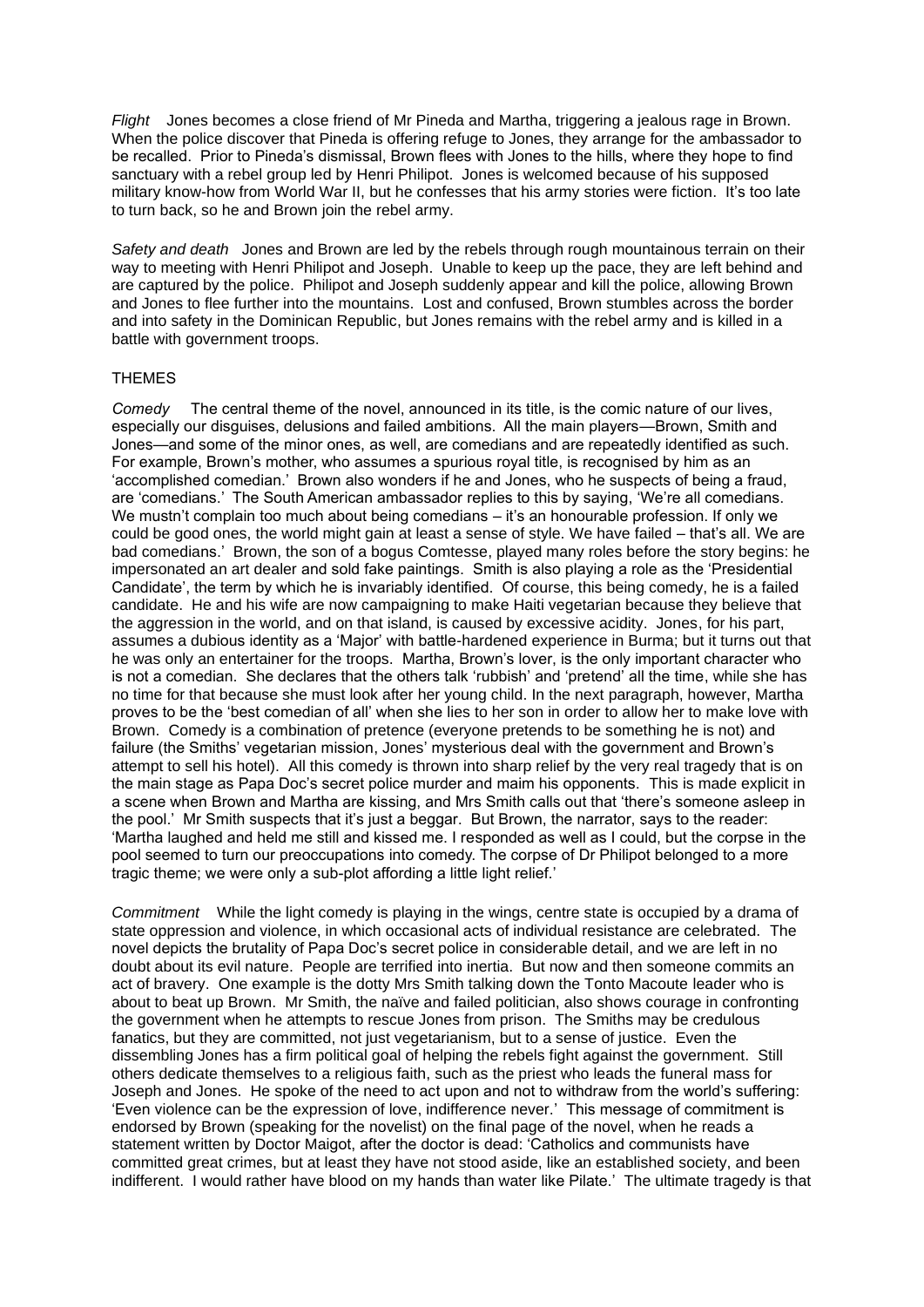*Flight* Jones becomes a close friend of Mr Pineda and Martha, triggering a jealous rage in Brown. When the police discover that Pineda is offering refuge to Jones, they arrange for the ambassador to be recalled. Prior to Pineda's dismissal, Brown flees with Jones to the hills, where they hope to find sanctuary with a rebel group led by Henri Philipot. Jones is welcomed because of his supposed military know-how from World War II, but he confesses that his army stories were fiction. It's too late to turn back, so he and Brown join the rebel army.

*Safety and death* Jones and Brown are led by the rebels through rough mountainous terrain on their way to meeting with Henri Philipot and Joseph. Unable to keep up the pace, they are left behind and are captured by the police. Philipot and Joseph suddenly appear and kill the police, allowing Brown and Jones to flee further into the mountains. Lost and confused, Brown stumbles across the border and into safety in the Dominican Republic, but Jones remains with the rebel army and is killed in a battle with government troops.

## THEMES

*Comedy* The central theme of the novel, announced in its title, is the comic nature of our lives, especially our disguises, delusions and failed ambitions. All the main players—Brown, Smith and Jones—and some of the minor ones, as well, are comedians and are repeatedly identified as such. For example, Brown's mother, who assumes a spurious royal title, is recognised by him as an 'accomplished comedian.' Brown also wonders if he and Jones, who he suspects of being a fraud, are 'comedians.' The South American ambassador replies to this by saying, 'We're all comedians. We mustn't complain too much about being comedians – it's an honourable profession. If only we could be good ones, the world might gain at least a sense of style. We have failed – that's all. We are bad comedians.' Brown, the son of a bogus Comtesse, played many roles before the story begins: he impersonated an art dealer and sold fake paintings. Smith is also playing a role as the 'Presidential Candidate', the term by which he is invariably identified. Of course, this being comedy, he is a failed candidate. He and his wife are now campaigning to make Haiti vegetarian because they believe that the aggression in the world, and on that island, is caused by excessive acidity. Jones, for his part, assumes a dubious identity as a 'Major' with battle-hardened experience in Burma; but it turns out that he was only an entertainer for the troops. Martha, Brown's lover, is the only important character who is not a comedian. She declares that the others talk 'rubbish' and 'pretend' all the time, while she has no time for that because she must look after her young child. In the next paragraph, however, Martha proves to be the 'best comedian of all' when she lies to her son in order to allow her to make love with Brown. Comedy is a combination of pretence (everyone pretends to be something he is not) and failure (the Smiths' vegetarian mission, Jones' mysterious deal with the government and Brown's attempt to sell his hotel). All this comedy is thrown into sharp relief by the very real tragedy that is on the main stage as Papa Doc's secret police murder and maim his opponents. This is made explicit in a scene when Brown and Martha are kissing, and Mrs Smith calls out that 'there's someone asleep in the pool.' Mr Smith suspects that it's just a beggar. But Brown, the narrator, says to the reader: 'Martha laughed and held me still and kissed me. I responded as well as I could, but the corpse in the pool seemed to turn our preoccupations into comedy. The corpse of Dr Philipot belonged to a more tragic theme; we were only a sub-plot affording a little light relief.'

*Commitment* While the light comedy is playing in the wings, centre state is occupied by a drama of state oppression and violence, in which occasional acts of individual resistance are celebrated. The novel depicts the brutality of Papa Doc's secret police in considerable detail, and we are left in no doubt about its evil nature. People are terrified into inertia. But now and then someone commits an act of bravery. One example is the dotty Mrs Smith talking down the Tonto Macoute leader who is about to beat up Brown. Mr Smith, the naïve and failed politician, also shows courage in confronting the government when he attempts to rescue Jones from prison. The Smiths may be credulous fanatics, but they are committed, not just vegetarianism, but to a sense of justice. Even the dissembling Jones has a firm political goal of helping the rebels fight against the government. Still others dedicate themselves to a religious faith, such as the priest who leads the funeral mass for Joseph and Jones. He spoke of the need to act upon and not to withdraw from the world's suffering: 'Even violence can be the expression of love, indifference never.' This message of commitment is endorsed by Brown (speaking for the novelist) on the final page of the novel, when he reads a statement written by Doctor Maigot, after the doctor is dead: 'Catholics and communists have committed great crimes, but at least they have not stood aside, like an established society, and been indifferent. I would rather have blood on my hands than water like Pilate.' The ultimate tragedy is that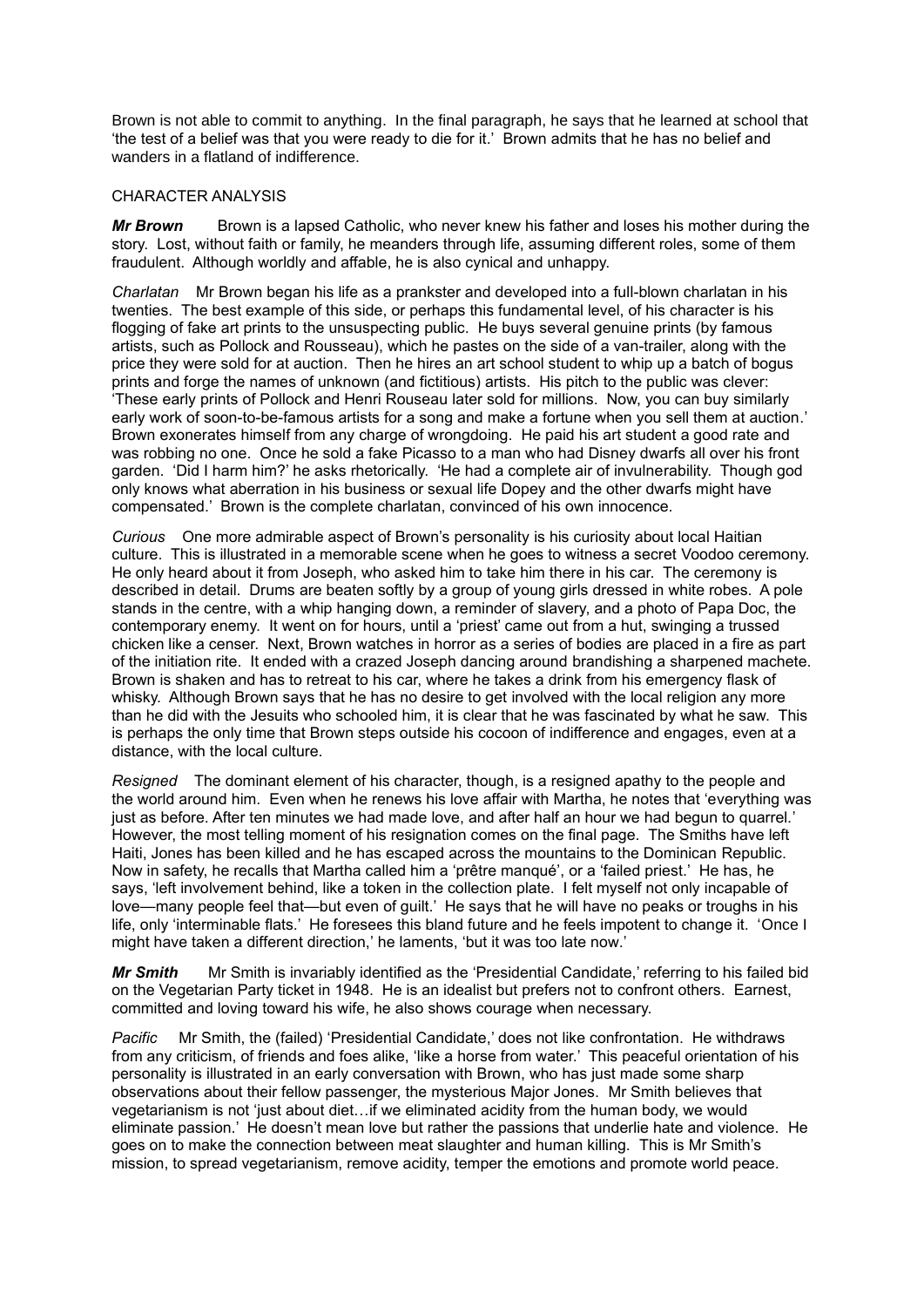Brown is not able to commit to anything. In the final paragraph, he says that he learned at school that 'the test of a belief was that you were ready to die for it.' Brown admits that he has no belief and wanders in a flatland of indifference.

CHARACTER ANALYSIS

***Mr Brown*** Brown is a lapsed Catholic, who never knew his father and loses his mother during the story. Lost, without faith or family, he meanders through life, assuming different roles, some of them fraudulent. Although worldly and affable, he is also cynical and unhappy.

*Charlatan* Mr Brown began his life as a prankster and developed into a full-blown charlatan in his twenties. The best example of this side, or perhaps this fundamental level, of his character is his flogging of fake art prints to the unsuspecting public. He buys several genuine prints (by famous artists, such as Pollock and Rousseau), which he pastes on the side of a van-trailer, along with the price they were sold for at auction. Then he hires an art school student to whip up a batch of bogus prints and forge the names of unknown (and fictitious) artists. His pitch to the public was clever: 'These early prints of Pollock and Henri Rouseau later sold for millions. Now, you can buy similarly early work of soon-to-be-famous artists for a song and make a fortune when you sell them at auction.' Brown exonerates himself from any charge of wrongdoing. He paid his art student a good rate and was robbing no one. Once he sold a fake Picasso to a man who had Disney dwarfs all over his front garden. 'Did I harm him?' he asks rhetorically. 'He had a complete air of invulnerability. Though god only knows what aberration in his business or sexual life Dopey and the other dwarfs might have compensated.' Brown is the complete charlatan, convinced of his own innocence.

*Curious* One more admirable aspect of Brown's personality is his curiosity about local Haitian culture. This is illustrated in a memorable scene when he goes to witness a secret Voodoo ceremony. He only heard about it from Joseph, who asked him to take him there in his car. The ceremony is described in detail. Drums are beaten softly by a group of young girls dressed in white robes. A pole stands in the centre, with a whip hanging down, a reminder of slavery, and a photo of Papa Doc, the contemporary enemy. It went on for hours, until a 'priest' came out from a hut, swinging a trussed chicken like a censer. Next, Brown watches in horror as a series of bodies are placed in a fire as part of the initiation rite. It ended with a crazed Joseph dancing around brandishing a sharpened machete. Brown is shaken and has to retreat to his car, where he takes a drink from his emergency flask of whisky. Although Brown says that he has no desire to get involved with the local religion any more than he did with the Jesuits who schooled him, it is clear that he was fascinated by what he saw. This is perhaps the only time that Brown steps outside his cocoon of indifference and engages, even at a distance, with the local culture.

*Resigned* The dominant element of his character, though, is a resigned apathy to the people and the world around him. Even when he renews his love affair with Martha, he notes that 'everything was just as before. After ten minutes we had made love, and after half an hour we had begun to quarrel.' However, the most telling moment of his resignation comes on the final page. The Smiths have left Haiti, Jones has been killed and he has escaped across the mountains to the Dominican Republic. Now in safety, he recalls that Martha called him a 'prêtre manqué', or a 'failed priest.' He has, he says, 'left involvement behind, like a token in the collection plate. I felt myself not only incapable of love—many people feel that—but even of guilt.' He says that he will have no peaks or troughs in his life, only 'interminable flats.' He foresees this bland future and he feels impotent to change it. 'Once I might have taken a different direction,' he laments, 'but it was too late now.'

***Mr Smith*** Mr Smith is invariably identified as the 'Presidential Candidate,' referring to his failed bid on the Vegetarian Party ticket in 1948. He is an idealist but prefers not to confront others. Earnest, committed and loving toward his wife, he also shows courage when necessary.

*Pacific* Mr Smith, the (failed) 'Presidential Candidate,' does not like confrontation. He withdraws from any criticism, of friends and foes alike, 'like a horse from water.' This peaceful orientation of his personality is illustrated in an early conversation with Brown, who has just made some sharp observations about their fellow passenger, the mysterious Major Jones. Mr Smith believes that vegetarianism is not 'just about diet…if we eliminated acidity from the human body, we would eliminate passion.' He doesn't mean love but rather the passions that underlie hate and violence. He goes on to make the connection between meat slaughter and human killing. This is Mr Smith's mission, to spread vegetarianism, remove acidity, temper the emotions and promote world peace.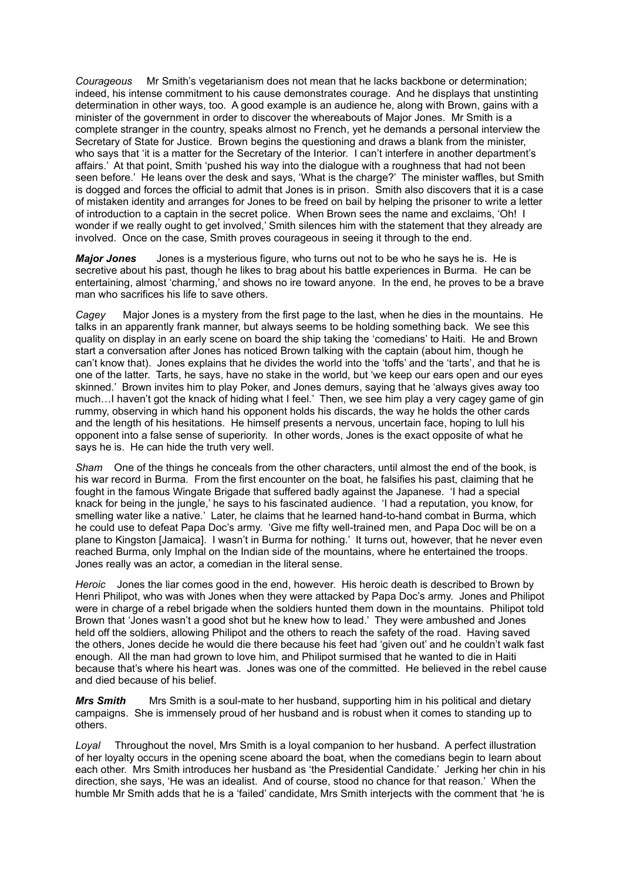*Courageous* Mr Smith's vegetarianism does not mean that he lacks backbone or determination; indeed, his intense commitment to his cause demonstrates courage. And he displays that unstinting determination in other ways, too. A good example is an audience he, along with Brown, gains with a minister of the government in order to discover the whereabouts of Major Jones. Mr Smith is a complete stranger in the country, speaks almost no French, yet he demands a personal interview the Secretary of State for Justice. Brown begins the questioning and draws a blank from the minister, who says that 'it is a matter for the Secretary of the Interior. I can't interfere in another department's affairs.' At that point, Smith 'pushed his way into the dialogue with a roughness that had not been seen before.' He leans over the desk and says, 'What is the charge?' The minister waffles, but Smith is dogged and forces the official to admit that Jones is in prison. Smith also discovers that it is a case of mistaken identity and arranges for Jones to be freed on bail by helping the prisoner to write a letter of introduction to a captain in the secret police. When Brown sees the name and exclaims, 'Oh! I wonder if we really ought to get involved,' Smith silences him with the statement that they already are involved. Once on the case, Smith proves courageous in seeing it through to the end.

***Major Jones*** Jones is a mysterious figure, who turns out not to be who he says he is. He is secretive about his past, though he likes to brag about his battle experiences in Burma. He can be entertaining, almost 'charming,' and shows no ire toward anyone. In the end, he proves to be a brave man who sacrifices his life to save others.

*Cagey* Major Jones is a mystery from the first page to the last, when he dies in the mountains. He talks in an apparently frank manner, but always seems to be holding something back. We see this quality on display in an early scene on board the ship taking the 'comedians' to Haiti. He and Brown start a conversation after Jones has noticed Brown talking with the captain (about him, though he can't know that). Jones explains that he divides the world into the 'toffs' and the 'tarts', and that he is one of the latter. Tarts, he says, have no stake in the world, but 'we keep our ears open and our eyes skinned.' Brown invites him to play Poker, and Jones demurs, saying that he 'always gives away too much…I haven't got the knack of hiding what I feel.' Then, we see him play a very cagey game of gin rummy, observing in which hand his opponent holds his discards, the way he holds the other cards and the length of his hesitations. He himself presents a nervous, uncertain face, hoping to lull his opponent into a false sense of superiority. In other words, Jones is the exact opposite of what he says he is. He can hide the truth very well.

*Sham* One of the things he conceals from the other characters, until almost the end of the book, is his war record in Burma. From the first encounter on the boat, he falsifies his past, claiming that he fought in the famous Wingate Brigade that suffered badly against the Japanese. 'I had a special knack for being in the jungle,' he says to his fascinated audience. 'I had a reputation, you know, for smelling water like a native.' Later, he claims that he learned hand-to-hand combat in Burma, which he could use to defeat Papa Doc's army. 'Give me fifty well-trained men, and Papa Doc will be on a plane to Kingston [Jamaica]. I wasn't in Burma for nothing.' It turns out, however, that he never even reached Burma, only Imphal on the Indian side of the mountains, where he entertained the troops. Jones really was an actor, a comedian in the literal sense.

*Heroic* Jones the liar comes good in the end, however. His heroic death is described to Brown by Henri Philipot, who was with Jones when they were attacked by Papa Doc's army. Jones and Philipot were in charge of a rebel brigade when the soldiers hunted them down in the mountains. Philipot told Brown that 'Jones wasn't a good shot but he knew how to lead.' They were ambushed and Jones held off the soldiers, allowing Philipot and the others to reach the safety of the road. Having saved the others, Jones decide he would die there because his feet had 'given out' and he couldn't walk fast enough. All the man had grown to love him, and Philipot surmised that he wanted to die in Haiti because that's where his heart was. Jones was one of the committed. He believed in the rebel cause and died because of his belief.

***Mrs Smith*** Mrs Smith is a soul-mate to her husband, supporting him in his political and dietary campaigns. She is immensely proud of her husband and is robust when it comes to standing up to others.

*Loyal* Throughout the novel, Mrs Smith is a loyal companion to her husband. A perfect illustration of her loyalty occurs in the opening scene aboard the boat, when the comedians begin to learn about each other. Mrs Smith introduces her husband as 'the Presidential Candidate.' Jerking her chin in his direction, she says, 'He was an idealist. And of course, stood no chance for that reason.' When the humble Mr Smith adds that he is a 'failed' candidate, Mrs Smith interjects with the comment that 'he is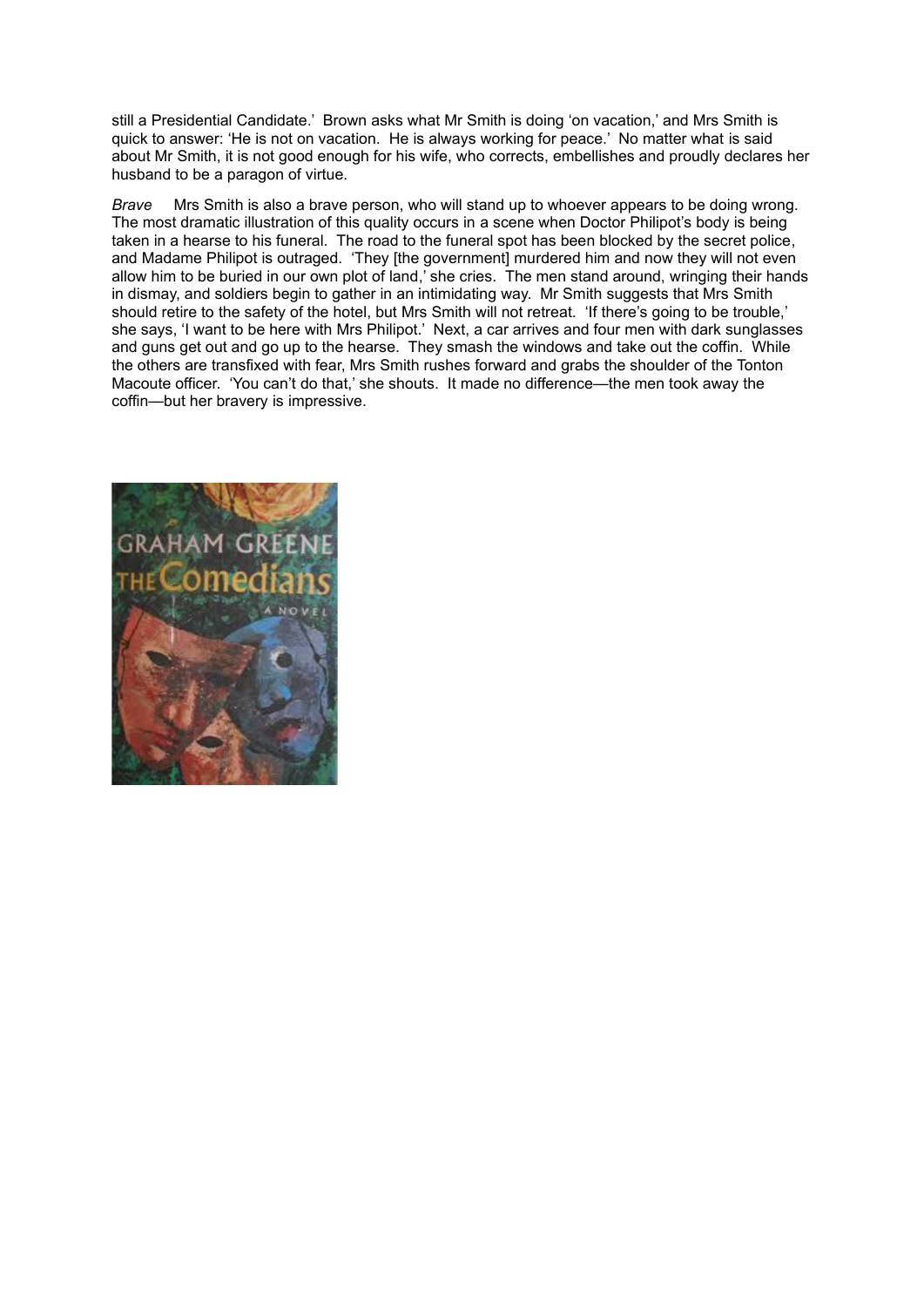still a Presidential Candidate.' Brown asks what Mr Smith is doing 'on vacation,' and Mrs Smith is quick to answer: 'He is not on vacation. He is always working for peace.' No matter what is said about Mr Smith, it is not good enough for his wife, who corrects, embellishes and proudly declares her husband to be a paragon of virtue.

*Brave* Mrs Smith is also a brave person, who will stand up to whoever appears to be doing wrong. The most dramatic illustration of this quality occurs in a scene when Doctor Philipot's body is being taken in a hearse to his funeral. The road to the funeral spot has been blocked by the secret police, and Madame Philipot is outraged. 'They [the government] murdered him and now they will not even allow him to be buried in our own plot of land,' she cries. The men stand around, wringing their hands in dismay, and soldiers begin to gather in an intimidating way. Mr Smith suggests that Mrs Smith should retire to the safety of the hotel, but Mrs Smith will not retreat. 'If there's going to be trouble,' she says, 'I want to be here with Mrs Philipot.' Next, a car arrives and four men with dark sunglasses and guns get out and go up to the hearse. They smash the windows and take out the coffin. While the others are transfixed with fear, Mrs Smith rushes forward and grabs the shoulder of the Tonton Macoute officer. 'You can't do that,' she shouts. It made no difference—the men took away the coffin—but her bravery is impressive.